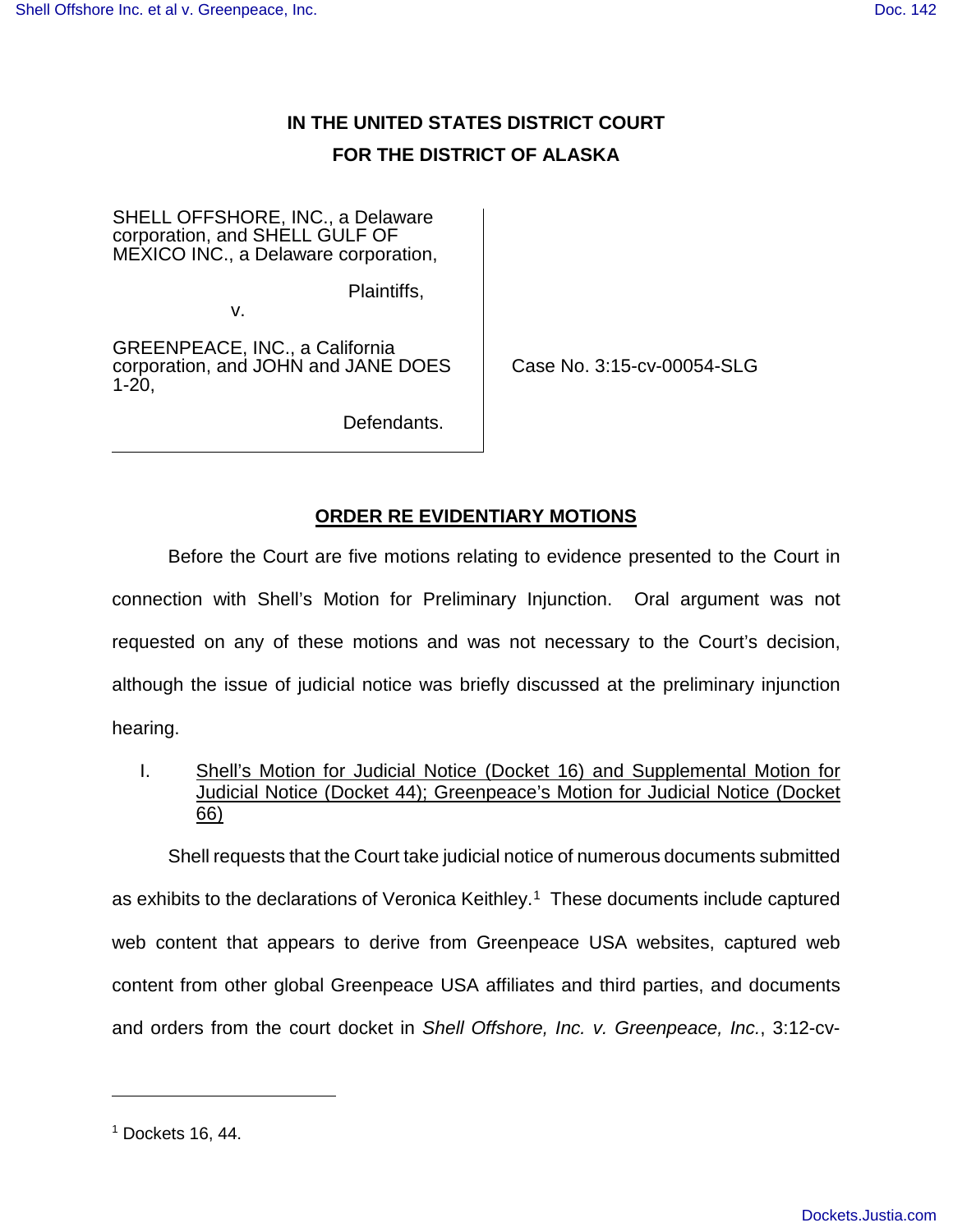**IN THE UNITED STATES DISTRICT COURT**
**FOR THE DISTRICT OF ALASKA**

| | |
|---|---|
| SHELL OFFSHORE, INC., a Delaware corporation, and SHELL GULF OF MEXICO INC., a Delaware corporation,<br><br>Plaintiffs,<br>v.<br><br>GREENPEACE, INC., a California corporation, and JOHN and JANE DOES 1-20,<br><br>Defendants. | Case No. 3:15-cv-00054-SLG |

## ORDER RE EVIDENTIARY MOTIONS

Before the Court are five motions relating to evidence presented to the Court in connection with Shell's Motion for Preliminary Injunction. Oral argument was not requested on any of these motions and was not necessary to the Court's decision, although the issue of judicial notice was briefly discussed at the preliminary injunction hearing.

I. Shell's Motion for Judicial Notice (Docket 16) and Supplemental Motion for Judicial Notice (Docket 44); Greenpeace's Motion for Judicial Notice (Docket 66)

Shell requests that the Court take judicial notice of numerous documents submitted as exhibits to the declarations of Veronica Keithley.[1] These documents include captured web content that appears to derive from Greenpeace USA websites, captured web content from other global Greenpeace USA affiliates and third parties, and documents and orders from the court docket in *Shell Offshore, Inc. v. Greenpeace, Inc.*, 3:12-cv-

---

[1] Dockets 16, 44.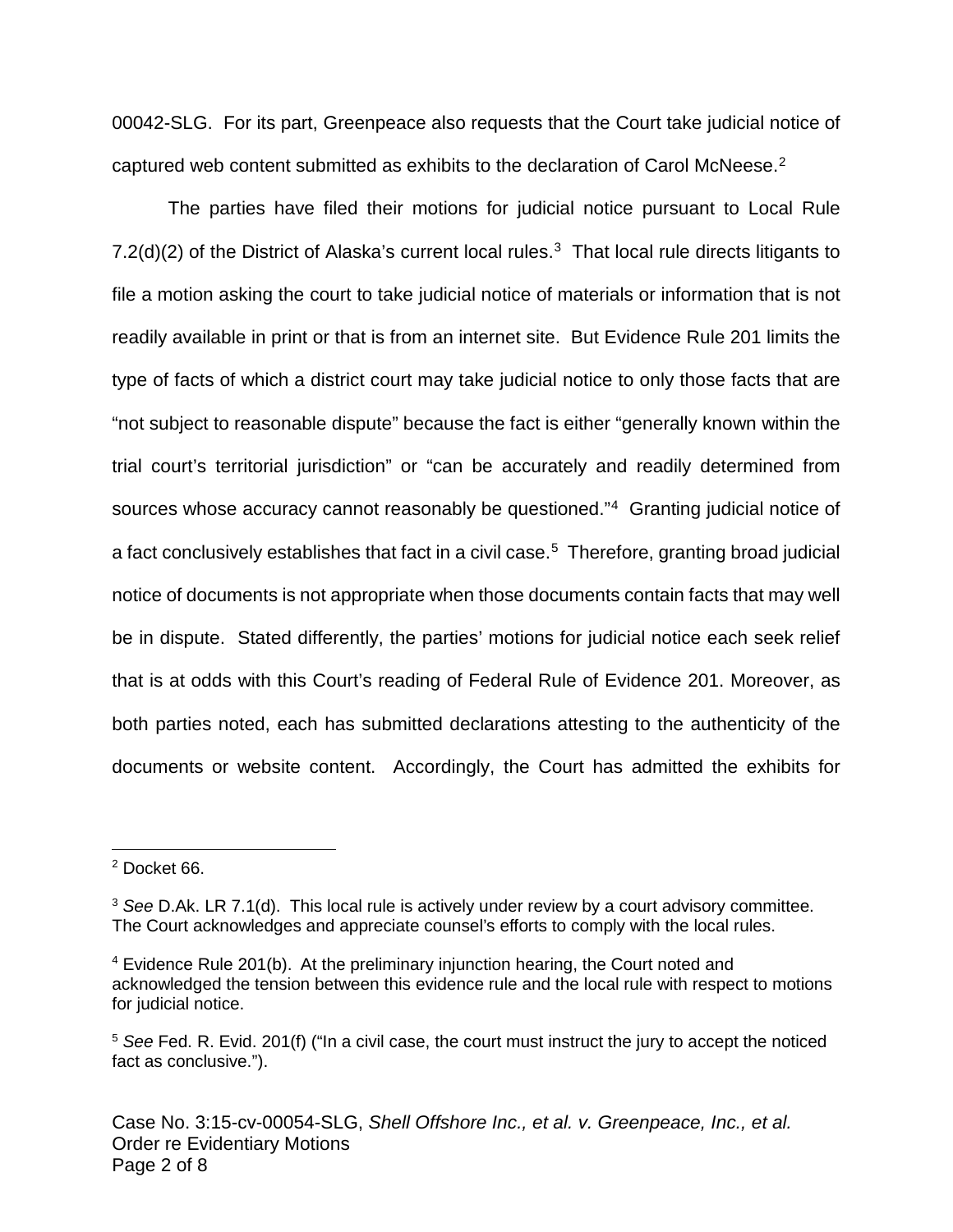00042-SLG. For its part, Greenpeace also requests that the Court take judicial notice of captured web content submitted as exhibits to the declaration of Carol McNeese.[2]

The parties have filed their motions for judicial notice pursuant to Local Rule 7.2(d)(2) of the District of Alaska's current local rules.[3] That local rule directs litigants to file a motion asking the court to take judicial notice of materials or information that is not readily available in print or that is from an internet site. But Evidence Rule 201 limits the type of facts of which a district court may take judicial notice to only those facts that are "not subject to reasonable dispute" because the fact is either "generally known within the trial court's territorial jurisdiction" or "can be accurately and readily determined from sources whose accuracy cannot reasonably be questioned."[4] Granting judicial notice of a fact conclusively establishes that fact in a civil case.[5] Therefore, granting broad judicial notice of documents is not appropriate when those documents contain facts that may well be in dispute. Stated differently, the parties' motions for judicial notice each seek relief that is at odds with this Court's reading of Federal Rule of Evidence 201. Moreover, as both parties noted, each has submitted declarations attesting to the authenticity of the documents or website content. Accordingly, the Court has admitted the exhibits for

---

[2] Docket 66.

[3] *See* D.Ak. LR 7.1(d). This local rule is actively under review by a court advisory committee. The Court acknowledges and appreciate counsel's efforts to comply with the local rules.

[4] Evidence Rule 201(b). At the preliminary injunction hearing, the Court noted and acknowledged the tension between this evidence rule and the local rule with respect to motions for judicial notice.

[5] *See* Fed. R. Evid. 201(f) ("In a civil case, the court must instruct the jury to accept the noticed fact as conclusive.").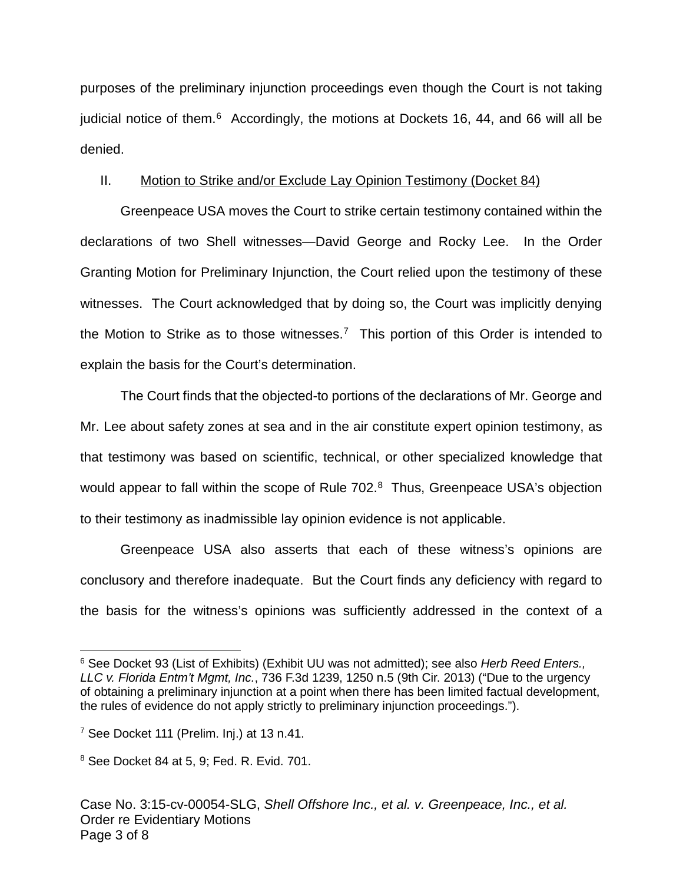purposes of the preliminary injunction proceedings even though the Court is not taking judicial notice of them.[6] Accordingly, the motions at Dockets 16, 44, and 66 will all be denied.

II. Motion to Strike and/or Exclude Lay Opinion Testimony (Docket 84)

Greenpeace USA moves the Court to strike certain testimony contained within the declarations of two Shell witnesses—David George and Rocky Lee. In the Order Granting Motion for Preliminary Injunction, the Court relied upon the testimony of these witnesses. The Court acknowledged that by doing so, the Court was implicitly denying the Motion to Strike as to those witnesses.[7] This portion of this Order is intended to explain the basis for the Court's determination.

The Court finds that the objected-to portions of the declarations of Mr. George and Mr. Lee about safety zones at sea and in the air constitute expert opinion testimony, as that testimony was based on scientific, technical, or other specialized knowledge that would appear to fall within the scope of Rule 702.[8] Thus, Greenpeace USA's objection to their testimony as inadmissible lay opinion evidence is not applicable.

Greenpeace USA also asserts that each of these witness's opinions are conclusory and therefore inadequate. But the Court finds any deficiency with regard to the basis for the witness's opinions was sufficiently addressed in the context of a

---

[6] See Docket 93 (List of Exhibits) (Exhibit UU was not admitted); see also *Herb Reed Enters., LLC v. Florida Entm't Mgmt, Inc.*, 736 F.3d 1239, 1250 n.5 (9th Cir. 2013) ("Due to the urgency of obtaining a preliminary injunction at a point when there has been limited factual development, the rules of evidence do not apply strictly to preliminary injunction proceedings.").

[7] See Docket 111 (Prelim. Inj.) at 13 n.41.

[8] See Docket 84 at 5, 9; Fed. R. Evid. 701.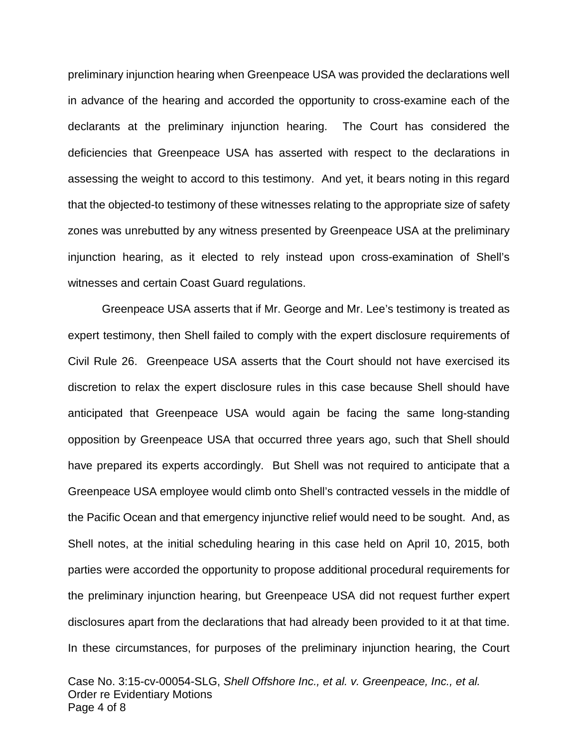preliminary injunction hearing when Greenpeace USA was provided the declarations well in advance of the hearing and accorded the opportunity to cross-examine each of the declarants at the preliminary injunction hearing. The Court has considered the deficiencies that Greenpeace USA has asserted with respect to the declarations in assessing the weight to accord to this testimony. And yet, it bears noting in this regard that the objected-to testimony of these witnesses relating to the appropriate size of safety zones was unrebutted by any witness presented by Greenpeace USA at the preliminary injunction hearing, as it elected to rely instead upon cross-examination of Shell's witnesses and certain Coast Guard regulations.

Greenpeace USA asserts that if Mr. George and Mr. Lee's testimony is treated as expert testimony, then Shell failed to comply with the expert disclosure requirements of Civil Rule 26. Greenpeace USA asserts that the Court should not have exercised its discretion to relax the expert disclosure rules in this case because Shell should have anticipated that Greenpeace USA would again be facing the same long-standing opposition by Greenpeace USA that occurred three years ago, such that Shell should have prepared its experts accordingly. But Shell was not required to anticipate that a Greenpeace USA employee would climb onto Shell's contracted vessels in the middle of the Pacific Ocean and that emergency injunctive relief would need to be sought. And, as Shell notes, at the initial scheduling hearing in this case held on April 10, 2015, both parties were accorded the opportunity to propose additional procedural requirements for the preliminary injunction hearing, but Greenpeace USA did not request further expert disclosures apart from the declarations that had already been provided to it at that time. In these circumstances, for purposes of the preliminary injunction hearing, the Court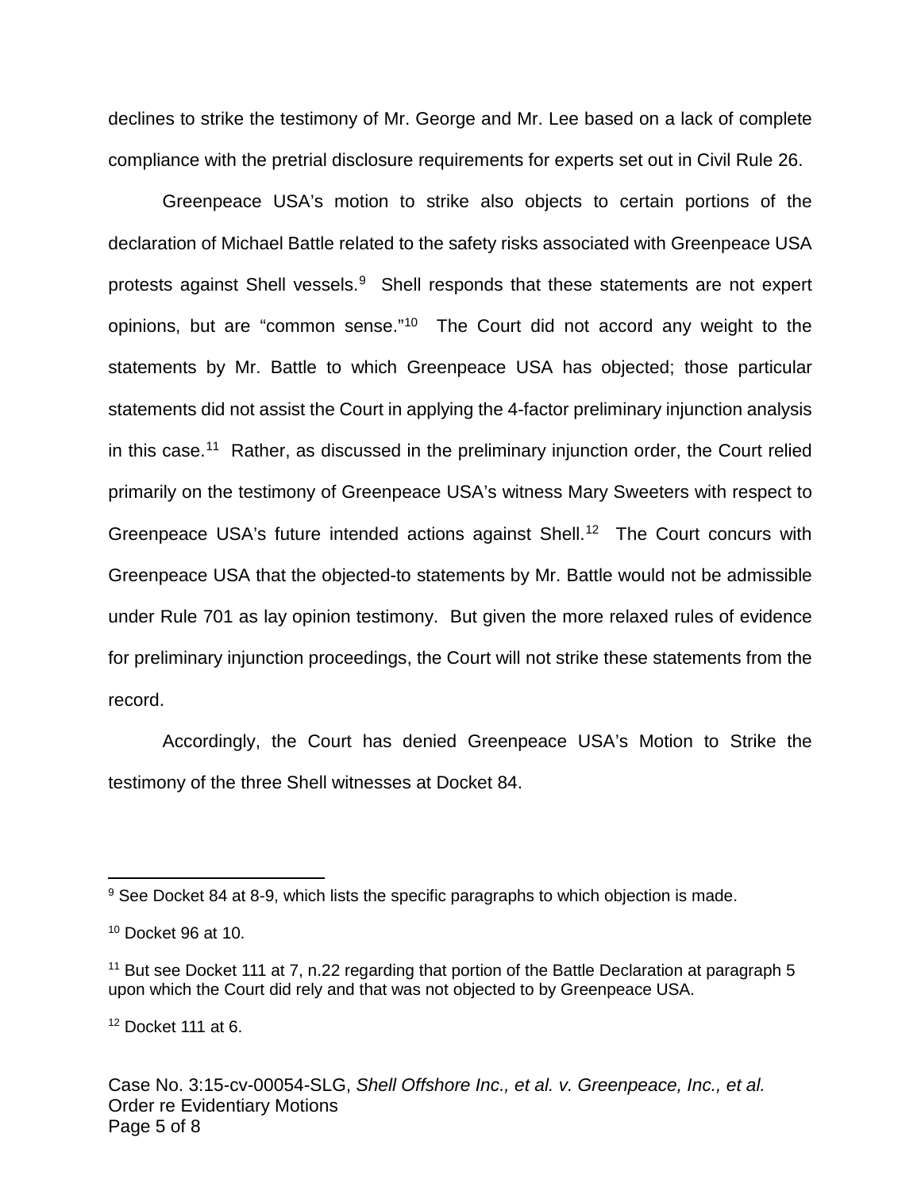declines to strike the testimony of Mr. George and Mr. Lee based on a lack of complete compliance with the pretrial disclosure requirements for experts set out in Civil Rule 26.

Greenpeace USA's motion to strike also objects to certain portions of the declaration of Michael Battle related to the safety risks associated with Greenpeace USA protests against Shell vessels.[9] Shell responds that these statements are not expert opinions, but are "common sense."[10] The Court did not accord any weight to the statements by Mr. Battle to which Greenpeace USA has objected; those particular statements did not assist the Court in applying the 4-factor preliminary injunction analysis in this case.[11] Rather, as discussed in the preliminary injunction order, the Court relied primarily on the testimony of Greenpeace USA's witness Mary Sweeters with respect to Greenpeace USA's future intended actions against Shell.[12] The Court concurs with Greenpeace USA that the objected-to statements by Mr. Battle would not be admissible under Rule 701 as lay opinion testimony. But given the more relaxed rules of evidence for preliminary injunction proceedings, the Court will not strike these statements from the record.

Accordingly, the Court has denied Greenpeace USA's Motion to Strike the testimony of the three Shell witnesses at Docket 84.

---

[9] See Docket 84 at 8-9, which lists the specific paragraphs to which objection is made.

[10] Docket 96 at 10.

[11] But see Docket 111 at 7, n.22 regarding that portion of the Battle Declaration at paragraph 5 upon which the Court did rely and that was not objected to by Greenpeace USA.

[12] Docket 111 at 6.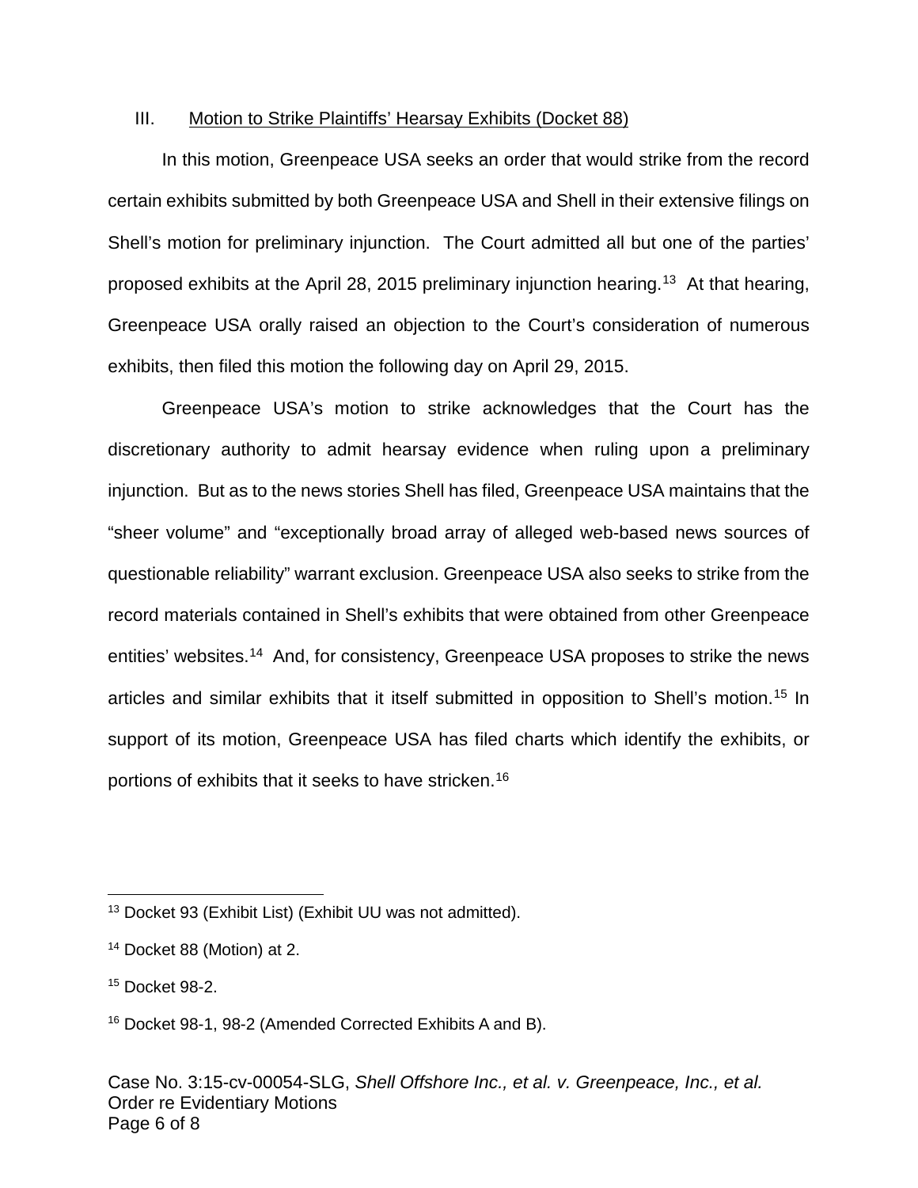## III. Motion to Strike Plaintiffs' Hearsay Exhibits (Docket 88)

In this motion, Greenpeace USA seeks an order that would strike from the record certain exhibits submitted by both Greenpeace USA and Shell in their extensive filings on Shell's motion for preliminary injunction. The Court admitted all but one of the parties' proposed exhibits at the April 28, 2015 preliminary injunction hearing.[13] At that hearing, Greenpeace USA orally raised an objection to the Court's consideration of numerous exhibits, then filed this motion the following day on April 29, 2015.

Greenpeace USA's motion to strike acknowledges that the Court has the discretionary authority to admit hearsay evidence when ruling upon a preliminary injunction. But as to the news stories Shell has filed, Greenpeace USA maintains that the "sheer volume" and "exceptionally broad array of alleged web-based news sources of questionable reliability" warrant exclusion. Greenpeace USA also seeks to strike from the record materials contained in Shell's exhibits that were obtained from other Greenpeace entities' websites.[14] And, for consistency, Greenpeace USA proposes to strike the news articles and similar exhibits that it itself submitted in opposition to Shell's motion.[15] In support of its motion, Greenpeace USA has filed charts which identify the exhibits, or portions of exhibits that it seeks to have stricken.[16]

---

[13] Docket 93 (Exhibit List) (Exhibit UU was not admitted).

[14] Docket 88 (Motion) at 2.

[15] Docket 98-2.

[16] Docket 98-1, 98-2 (Amended Corrected Exhibits A and B).

Case No. 3:15-cv-00054-SLG, *Shell Offshore Inc., et al. v. Greenpeace, Inc., et al.*
Order re Evidentiary Motions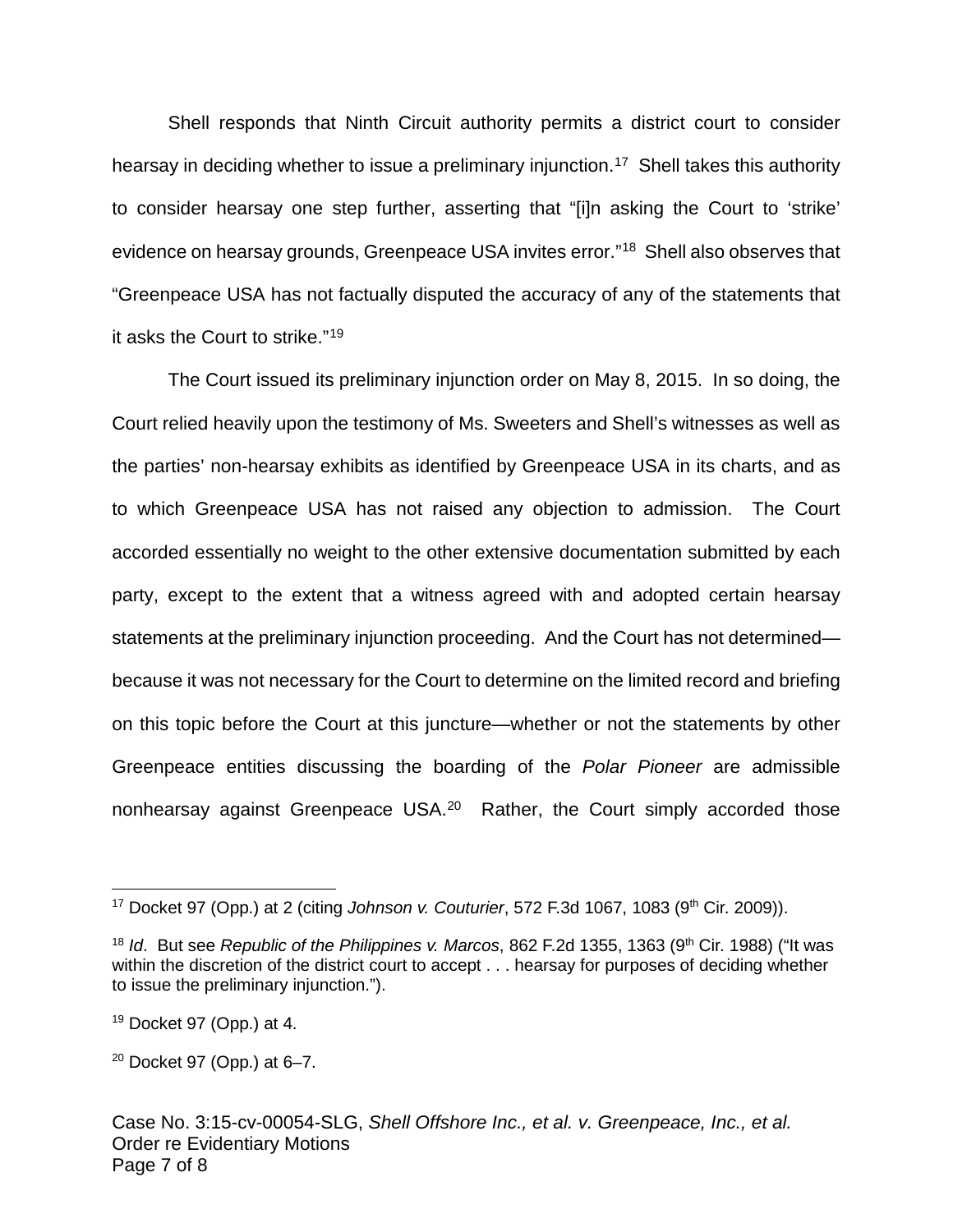Shell responds that Ninth Circuit authority permits a district court to consider hearsay in deciding whether to issue a preliminary injunction.[17] Shell takes this authority to consider hearsay one step further, asserting that "[i]n asking the Court to 'strike' evidence on hearsay grounds, Greenpeace USA invites error."[18] Shell also observes that "Greenpeace USA has not factually disputed the accuracy of any of the statements that it asks the Court to strike."[19]

The Court issued its preliminary injunction order on May 8, 2015. In so doing, the Court relied heavily upon the testimony of Ms. Sweeters and Shell's witnesses as well as the parties' non-hearsay exhibits as identified by Greenpeace USA in its charts, and as to which Greenpeace USA has not raised any objection to admission. The Court accorded essentially no weight to the other extensive documentation submitted by each party, except to the extent that a witness agreed with and adopted certain hearsay statements at the preliminary injunction proceeding. And the Court has not determined—because it was not necessary for the Court to determine on the limited record and briefing on this topic before the Court at this juncture—whether or not the statements by other Greenpeace entities discussing the boarding of the *Polar Pioneer* are admissible nonhearsay against Greenpeace USA.[20] Rather, the Court simply accorded those

---

[17] Docket 97 (Opp.) at 2 (citing *Johnson v. Couturier*, 572 F.3d 1067, 1083 (9th Cir. 2009)).

[18] *Id*. But see *Republic of the Philippines v. Marcos*, 862 F.2d 1355, 1363 (9th Cir. 1988) ("It was within the discretion of the district court to accept . . . hearsay for purposes of deciding whether to issue the preliminary injunction.").

[19] Docket 97 (Opp.) at 4.

[20] Docket 97 (Opp.) at 6–7.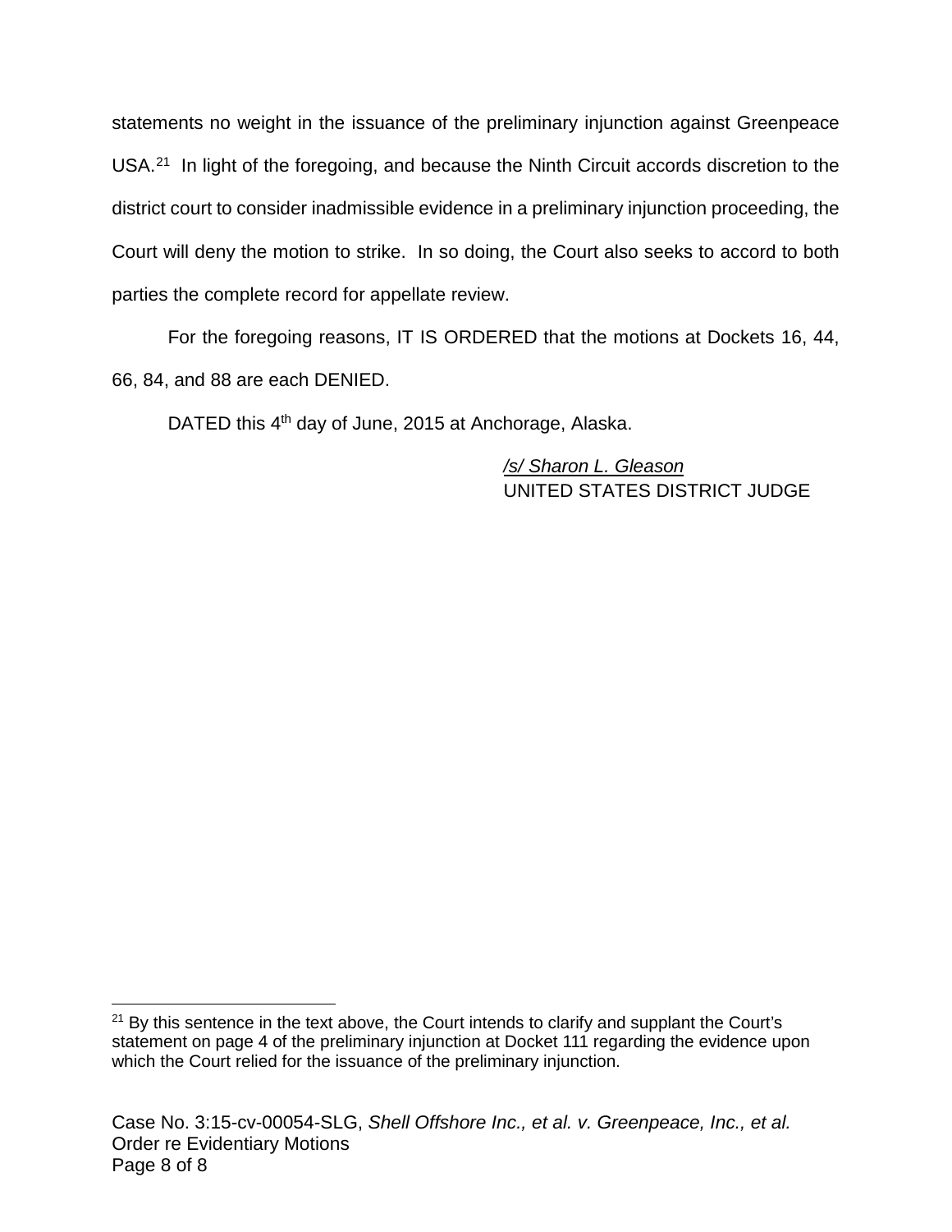statements no weight in the issuance of the preliminary injunction against Greenpeace USA.[21] In light of the foregoing, and because the Ninth Circuit accords discretion to the district court to consider inadmissible evidence in a preliminary injunction proceeding, the Court will deny the motion to strike. In so doing, the Court also seeks to accord to both parties the complete record for appellate review.

For the foregoing reasons, IT IS ORDERED that the motions at Dockets 16, 44, 66, 84, and 88 are each DENIED.

DATED this 4th day of June, 2015 at Anchorage, Alaska.

/s/ Sharon L. Gleason
UNITED STATES DISTRICT JUDGE

---

[21] By this sentence in the text above, the Court intends to clarify and supplant the Court's statement on page 4 of the preliminary injunction at Docket 111 regarding the evidence upon which the Court relied for the issuance of the preliminary injunction.